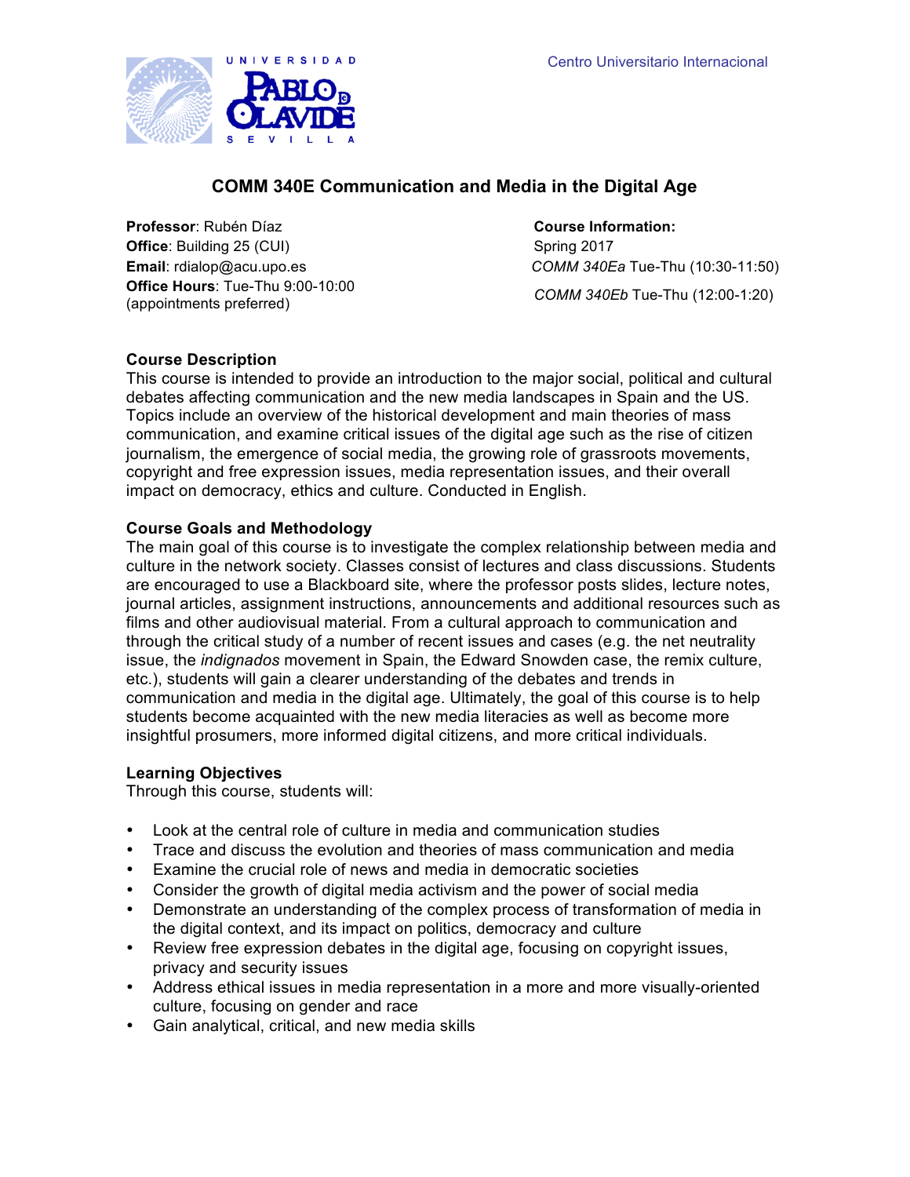UNIVERSIDAD PABLO DE OLAVIDE SEVILLA

Centro Universitario Internacional

# COMM 340E Communication and Media in the Digital Age

**Professor**: Rubén Díaz
**Office**: Building 25 (CUI)
**Email**: rdialop@acu.upo.es
**Office Hours**: Tue-Thu 9:00-10:00 (appointments preferred)

**Course Information:**
Spring 2017
*COMM 340Ea* Tue-Thu (10:30-11:50)
*COMM 340Eb* Tue-Thu (12:00-1:20)

## Course Description

This course is intended to provide an introduction to the major social, political and cultural debates affecting communication and the new media landscapes in Spain and the US. Topics include an overview of the historical development and main theories of mass communication, and examine critical issues of the digital age such as the rise of citizen journalism, the emergence of social media, the growing role of grassroots movements, copyright and free expression issues, media representation issues, and their overall impact on democracy, ethics and culture. Conducted in English.

## Course Goals and Methodology

The main goal of this course is to investigate the complex relationship between media and culture in the network society. Classes consist of lectures and class discussions. Students are encouraged to use a Blackboard site, where the professor posts slides, lecture notes, journal articles, assignment instructions, announcements and additional resources such as films and other audiovisual material. From a cultural approach to communication and through the critical study of a number of recent issues and cases (e.g. the net neutrality issue, the *indignados* movement in Spain, the Edward Snowden case, the remix culture, etc.), students will gain a clearer understanding of the debates and trends in communication and media in the digital age. Ultimately, the goal of this course is to help students become acquainted with the new media literacies as well as become more insightful prosumers, more informed digital citizens, and more critical individuals.

## Learning Objectives

Through this course, students will:

- Look at the central role of culture in media and communication studies
- Trace and discuss the evolution and theories of mass communication and media
- Examine the crucial role of news and media in democratic societies
- Consider the growth of digital media activism and the power of social media
- Demonstrate an understanding of the complex process of transformation of media in the digital context, and its impact on politics, democracy and culture
- Review free expression debates in the digital age, focusing on copyright issues, privacy and security issues
- Address ethical issues in media representation in a more and more visually-oriented culture, focusing on gender and race
- Gain analytical, critical, and new media skills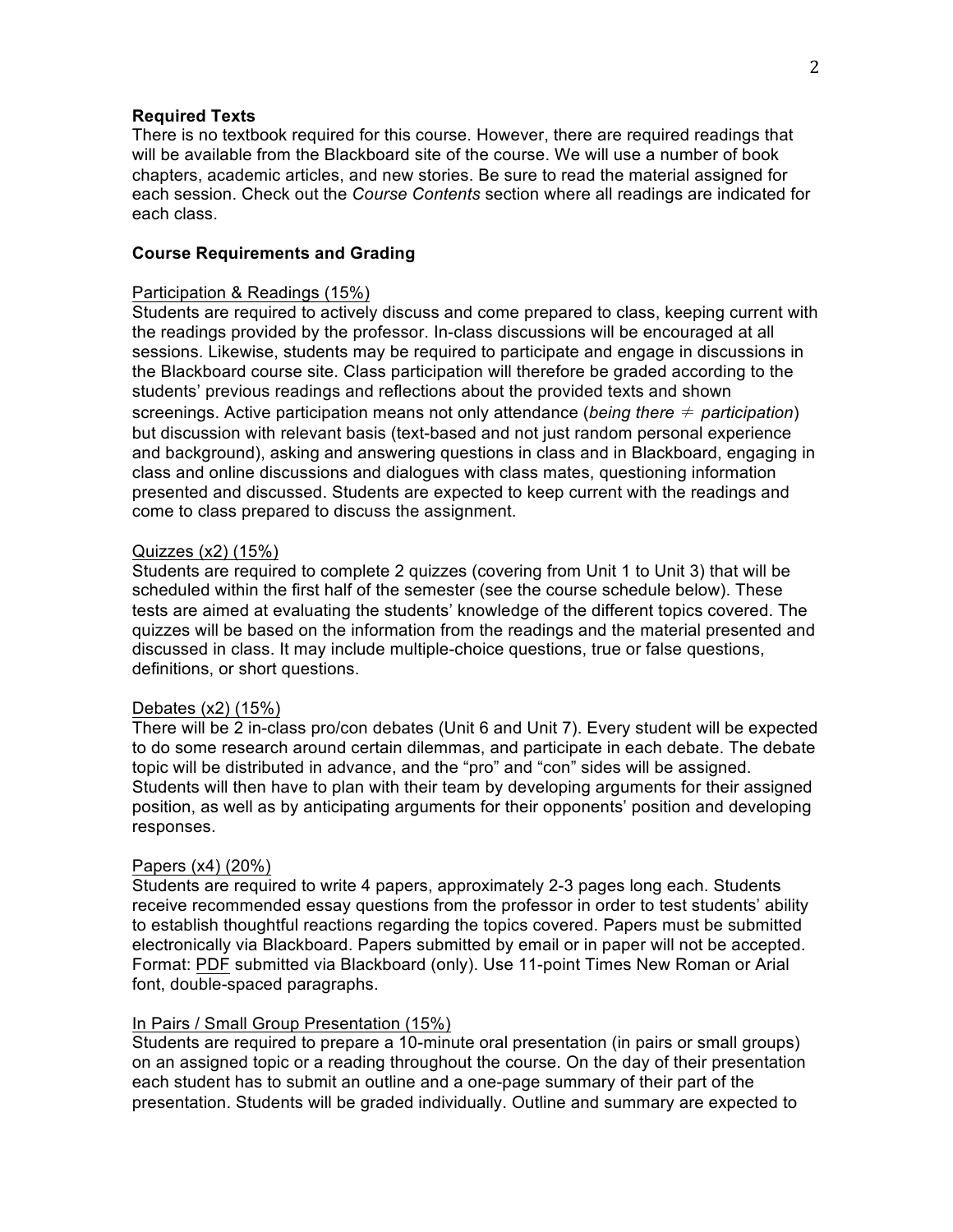**Required Texts**

There is no textbook required for this course. However, there are required readings that will be available from the Blackboard site of the course. We will use a number of book chapters, academic articles, and new stories. Be sure to read the material assigned for each session. Check out the *Course Contents* section where all readings are indicated for each class.

**Course Requirements and Grading**

Participation & Readings (15%)

Students are required to actively discuss and come prepared to class, keeping current with the readings provided by the professor. In-class discussions will be encouraged at all sessions. Likewise, students may be required to participate and engage in discussions in the Blackboard course site. Class participation will therefore be graded according to the students' previous readings and reflections about the provided texts and shown screenings. Active participation means not only attendance (*being there ≠ participation*) but discussion with relevant basis (text-based and not just random personal experience and background), asking and answering questions in class and in Blackboard, engaging in class and online discussions and dialogues with class mates, questioning information presented and discussed. Students are expected to keep current with the readings and come to class prepared to discuss the assignment.

Quizzes (x2) (15%)

Students are required to complete 2 quizzes (covering from Unit 1 to Unit 3) that will be scheduled within the first half of the semester (see the course schedule below). These tests are aimed at evaluating the students' knowledge of the different topics covered. The quizzes will be based on the information from the readings and the material presented and discussed in class. It may include multiple-choice questions, true or false questions, definitions, or short questions.

Debates (x2) (15%)

There will be 2 in-class pro/con debates (Unit 6 and Unit 7). Every student will be expected to do some research around certain dilemmas, and participate in each debate. The debate topic will be distributed in advance, and the "pro" and "con" sides will be assigned. Students will then have to plan with their team by developing arguments for their assigned position, as well as by anticipating arguments for their opponents' position and developing responses.

Papers (x4) (20%)

Students are required to write 4 papers, approximately 2-3 pages long each. Students receive recommended essay questions from the professor in order to test students' ability to establish thoughtful reactions regarding the topics covered. Papers must be submitted electronically via Blackboard. Papers submitted by email or in paper will not be accepted. Format: PDF submitted via Blackboard (only). Use 11-point Times New Roman or Arial font, double-spaced paragraphs.

In Pairs / Small Group Presentation (15%)

Students are required to prepare a 10-minute oral presentation (in pairs or small groups) on an assigned topic or a reading throughout the course. On the day of their presentation each student has to submit an outline and a one-page summary of their part of the presentation. Students will be graded individually. Outline and summary are expected to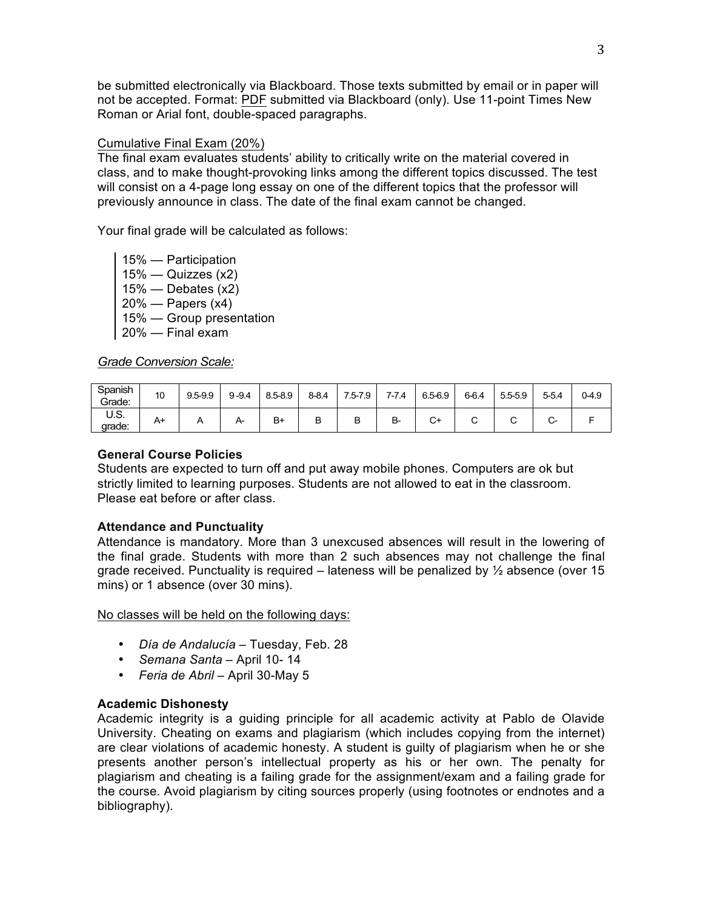be submitted electronically via Blackboard. Those texts submitted by email or in paper will not be accepted. Format: PDF submitted via Blackboard (only). Use 11-point Times New Roman or Arial font, double-spaced paragraphs.

Cumulative Final Exam (20%)

The final exam evaluates students' ability to critically write on the material covered in class, and to make thought-provoking links among the different topics discussed. The test will consist on a 4-page long essay on one of the different topics that the professor will previously announce in class. The date of the final exam cannot be changed.

Your final grade will be calculated as follows:

> 15% — Participation
> 15% — Quizzes (x2)
> 15% — Debates (x2)
> 20% — Papers (x4)
> 15% — Group presentation
> 20% — Final exam

*Grade Conversion Scale:*

| Spanish Grade: | 10 | 9.5-9.9 | 9 -9.4 | 8.5-8.9 | 8-8.4 | 7.5-7.9 | 7-7.4 | 6.5-6.9 | 6-6.4 | 5.5-5.9 | 5-5.4 | 0-4.9 |
|---|---|---|---|---|---|---|---|---|---|---|---|---|
| U.S. grade: | A+ | A | A- | B+ | B | B | B- | C+ | C | C | C- | F |

**General Course Policies**

Students are expected to turn off and put away mobile phones. Computers are ok but strictly limited to learning purposes. Students are not allowed to eat in the classroom. Please eat before or after class.

**Attendance and Punctuality**

Attendance is mandatory. More than 3 unexcused absences will result in the lowering of the final grade. Students with more than 2 such absences may not challenge the final grade received. Punctuality is required – lateness will be penalized by ½ absence (over 15 mins) or 1 absence (over 30 mins).

No classes will be held on the following days:

- *Día de Andalucía* – Tuesday, Feb. 28
- *Semana Santa* – April 10- 14
- *Feria de Abril* – April 30-May 5

**Academic Dishonesty**

Academic integrity is a guiding principle for all academic activity at Pablo de Olavide University. Cheating on exams and plagiarism (which includes copying from the internet) are clear violations of academic honesty. A student is guilty of plagiarism when he or she presents another person's intellectual property as his or her own. The penalty for plagiarism and cheating is a failing grade for the assignment/exam and a failing grade for the course. Avoid plagiarism by citing sources properly (using footnotes or endnotes and a bibliography).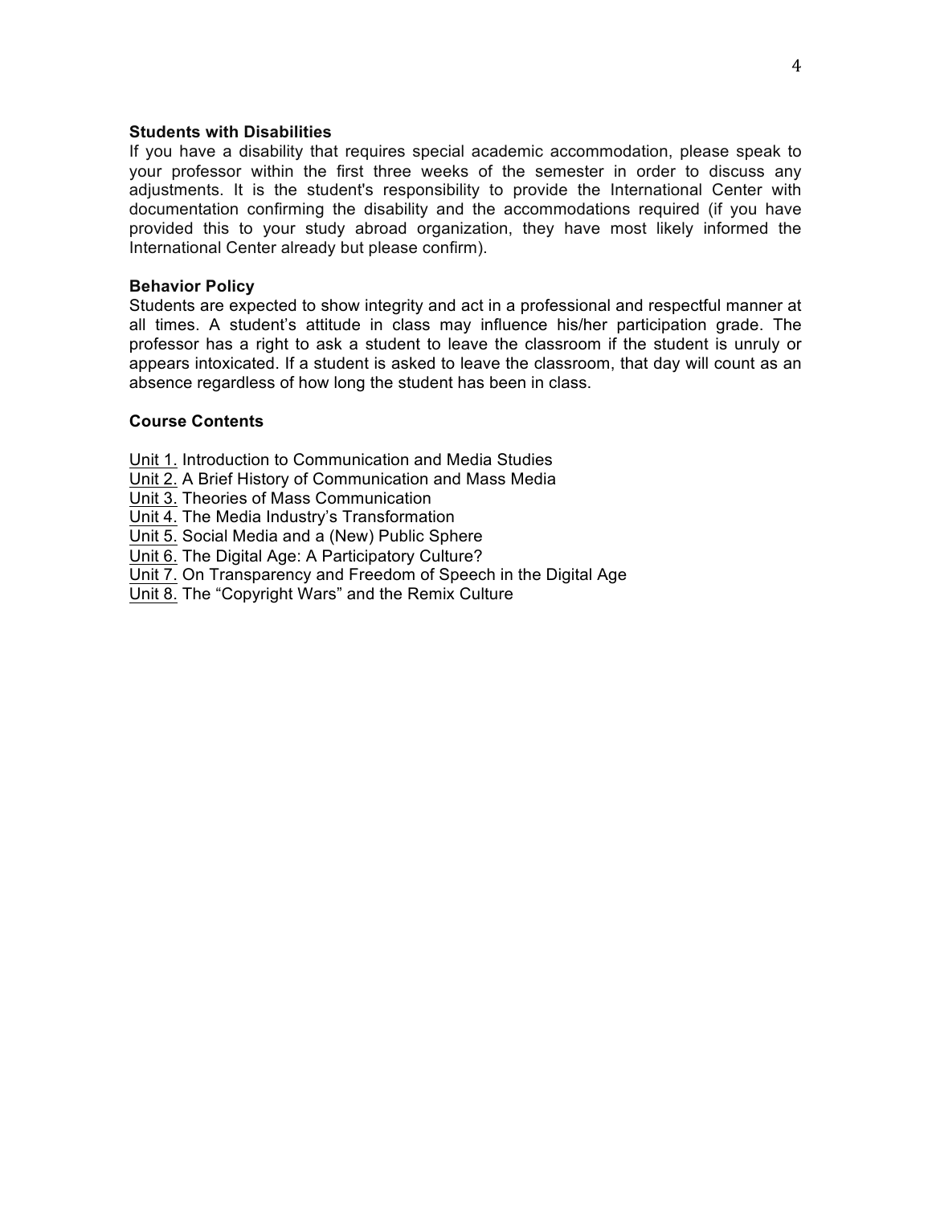### Students with Disabilities

If you have a disability that requires special academic accommodation, please speak to your professor within the first three weeks of the semester in order to discuss any adjustments. It is the student's responsibility to provide the International Center with documentation confirming the disability and the accommodations required (if you have provided this to your study abroad organization, they have most likely informed the International Center already but please confirm).

### Behavior Policy

Students are expected to show integrity and act in a professional and respectful manner at all times. A student's attitude in class may influence his/her participation grade. The professor has a right to ask a student to leave the classroom if the student is unruly or appears intoxicated. If a student is asked to leave the classroom, that day will count as an absence regardless of how long the student has been in class.

### Course Contents

<u>Unit 1.</u> Introduction to Communication and Media Studies
<u>Unit 2.</u> A Brief History of Communication and Mass Media
<u>Unit 3.</u> Theories of Mass Communication
<u>Unit 4.</u> The Media Industry's Transformation
<u>Unit 5.</u> Social Media and a (New) Public Sphere
<u>Unit 6.</u> The Digital Age: A Participatory Culture?
<u>Unit 7.</u> On Transparency and Freedom of Speech in the Digital Age
<u>Unit 8.</u> The "Copyright Wars" and the Remix Culture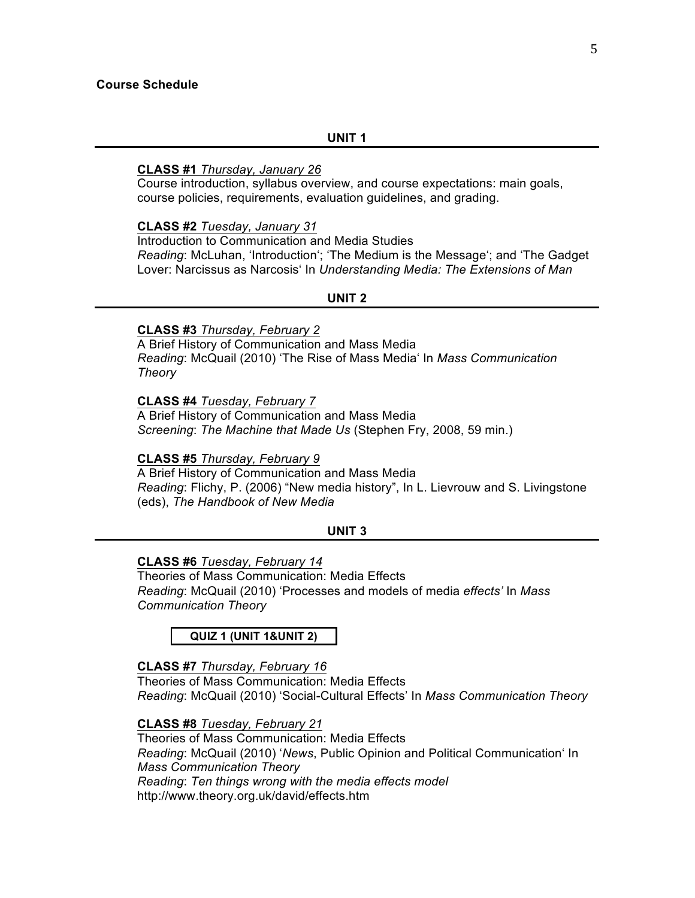## Course Schedule

### UNIT 1

**CLASS #1** *Thursday, January 26*
Course introduction, syllabus overview, and course expectations: main goals, course policies, requirements, evaluation guidelines, and grading.

**CLASS #2** *Tuesday, January 31*
Introduction to Communication and Media Studies
*Reading*: McLuhan, 'Introduction'; 'The Medium is the Message'; and 'The Gadget Lover: Narcissus as Narcosis' In *Understanding Media: The Extensions of Man*

### UNIT 2

**CLASS #3** *Thursday, February 2*
A Brief History of Communication and Mass Media
*Reading*: McQuail (2010) 'The Rise of Mass Media' In *Mass Communication Theory*

**CLASS #4** *Tuesday, February 7*
A Brief History of Communication and Mass Media
*Screening*: *The Machine that Made Us* (Stephen Fry, 2008, 59 min.)

**CLASS #5** *Thursday, February 9*
A Brief History of Communication and Mass Media
*Reading*: Flichy, P. (2006) "New media history", In L. Lievrouw and S. Livingstone (eds), *The Handbook of New Media*

### UNIT 3

**CLASS #6** *Tuesday, February 14*
Theories of Mass Communication: Media Effects
*Reading*: McQuail (2010) 'Processes and models of media *effects'* In *Mass Communication Theory*

**QUIZ 1 (UNIT 1&UNIT 2)**

**CLASS #7** *Thursday, February 16*
Theories of Mass Communication: Media Effects
*Reading*: McQuail (2010) 'Social-Cultural Effects' In *Mass Communication Theory*

**CLASS #8** *Tuesday, February 21*
Theories of Mass Communication: Media Effects
*Reading*: McQuail (2010) '*News*, Public Opinion and Political Communication' In *Mass Communication Theory*
*Reading*: *Ten things wrong with the media effects model*
http://www.theory.org.uk/david/effects.htm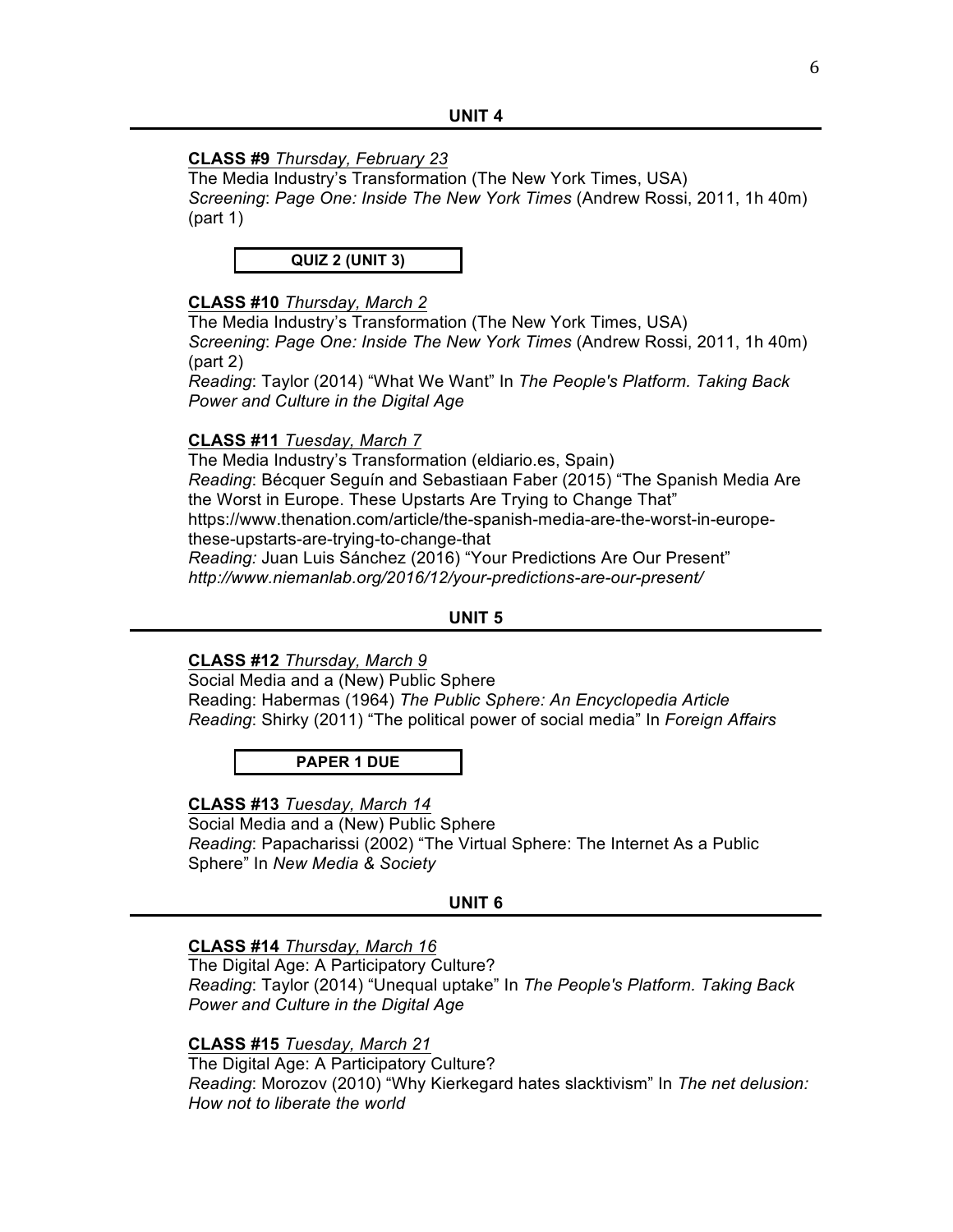## UNIT 4

**CLASS #9** *Thursday, February 23*
The Media Industry's Transformation (The New York Times, USA)
*Screening*: *Page One: Inside The New York Times* (Andrew Rossi, 2011, 1h 40m) (part 1)

**QUIZ 2 (UNIT 3)**

**CLASS #10** *Thursday, March 2*
The Media Industry's Transformation (The New York Times, USA)
*Screening*: *Page One: Inside The New York Times* (Andrew Rossi, 2011, 1h 40m) (part 2)
*Reading*: Taylor (2014) "What We Want" In *The People's Platform. Taking Back Power and Culture in the Digital Age*

**CLASS #11** *Tuesday, March 7*
The Media Industry's Transformation (eldiario.es, Spain)
*Reading*: Bécquer Seguín and Sebastiaan Faber (2015) "The Spanish Media Are the Worst in Europe. These Upstarts Are Trying to Change That" https://www.thenation.com/article/the-spanish-media-are-the-worst-in-europe-these-upstarts-are-trying-to-change-that
*Reading:* Juan Luis Sánchez (2016) "Your Predictions Are Our Present" *http://www.niemanlab.org/2016/12/your-predictions-are-our-present/*

## UNIT 5

**CLASS #12** *Thursday, March 9*
Social Media and a (New) Public Sphere
Reading: Habermas (1964) *The Public Sphere: An Encyclopedia Article*
*Reading*: Shirky (2011) "The political power of social media" In *Foreign Affairs*

**PAPER 1 DUE**

**CLASS #13** *Tuesday, March 14*
Social Media and a (New) Public Sphere
*Reading*: Papacharissi (2002) "The Virtual Sphere: The Internet As a Public Sphere" In *New Media & Society*

## UNIT 6

**CLASS #14** *Thursday, March 16*
The Digital Age: A Participatory Culture?
*Reading*: Taylor (2014) "Unequal uptake" In *The People's Platform. Taking Back Power and Culture in the Digital Age*

**CLASS #15** *Tuesday, March 21*
The Digital Age: A Participatory Culture?
*Reading*: Morozov (2010) "Why Kierkegard hates slacktivism" In *The net delusion: How not to liberate the world*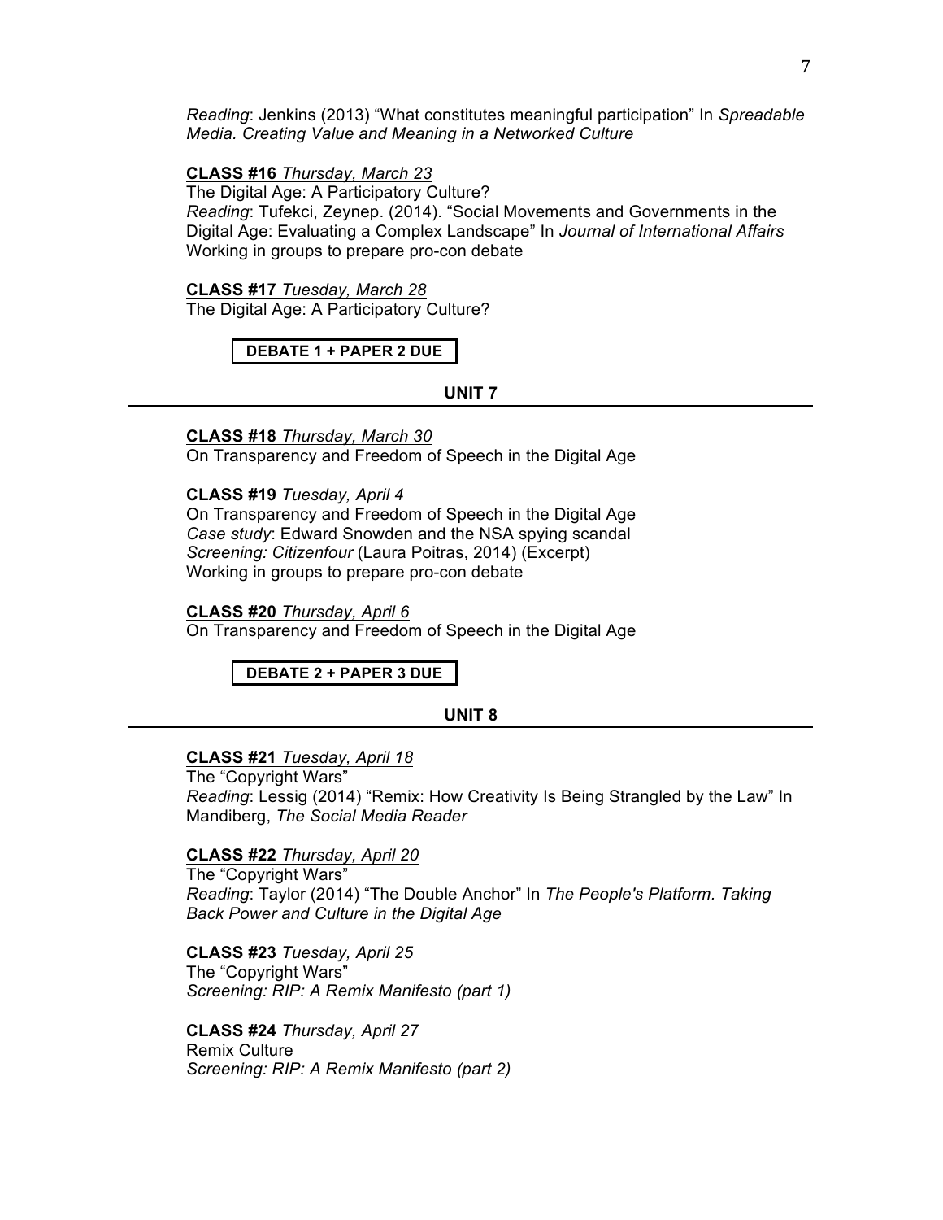*Reading*: Jenkins (2013) "What constitutes meaningful participation" In *Spreadable Media. Creating Value and Meaning in a Networked Culture*

**CLASS #16** *Thursday, March 23*
The Digital Age: A Participatory Culture?
*Reading*: Tufekci, Zeynep. (2014). "Social Movements and Governments in the Digital Age: Evaluating a Complex Landscape" In *Journal of International Affairs*
Working in groups to prepare pro-con debate

**CLASS #17** *Tuesday, March 28*
The Digital Age: A Participatory Culture?

**DEBATE 1 + PAPER 2 DUE**

## UNIT 7

**CLASS #18** *Thursday, March 30*
On Transparency and Freedom of Speech in the Digital Age

**CLASS #19** *Tuesday, April 4*
On Transparency and Freedom of Speech in the Digital Age
*Case study*: Edward Snowden and the NSA spying scandal
*Screening: Citizenfour* (Laura Poitras, 2014) (Excerpt)
Working in groups to prepare pro-con debate

**CLASS #20** *Thursday, April 6*
On Transparency and Freedom of Speech in the Digital Age

**DEBATE 2 + PAPER 3 DUE**

## UNIT 8

**CLASS #21** *Tuesday, April 18*
The "Copyright Wars"
*Reading*: Lessig (2014) "Remix: How Creativity Is Being Strangled by the Law" In Mandiberg, *The Social Media Reader*

**CLASS #22** *Thursday, April 20*
The "Copyright Wars"
*Reading*: Taylor (2014) "The Double Anchor" In *The People's Platform. Taking Back Power and Culture in the Digital Age*

**CLASS #23** *Tuesday, April 25*
The "Copyright Wars"
*Screening: RIP: A Remix Manifesto (part 1)*

**CLASS #24** *Thursday, April 27*
Remix Culture
*Screening: RIP: A Remix Manifesto (part 2)*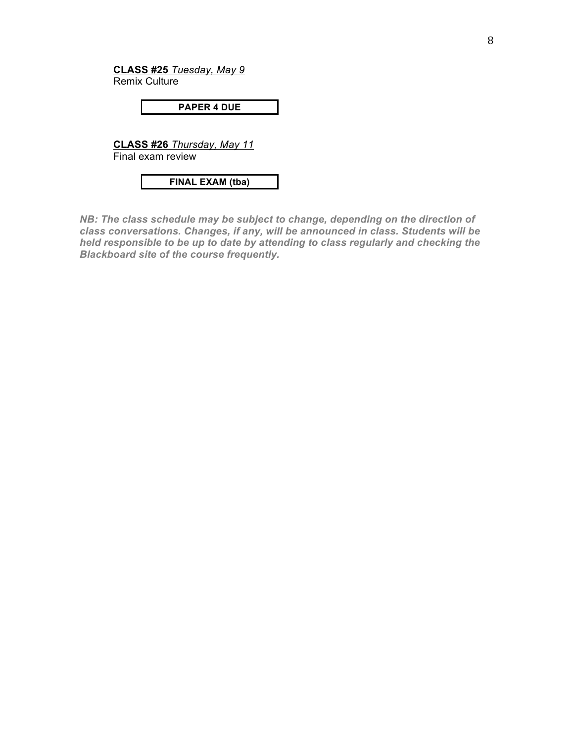**CLASS #25** *Tuesday, May 9*
Remix Culture

**PAPER 4 DUE**

**CLASS #26** *Thursday, May 11*
Final exam review

**FINAL EXAM (tba)**

***NB: The class schedule may be subject to change, depending on the direction of class conversations. Changes, if any, will be announced in class. Students will be held responsible to be up to date by attending to class regularly and checking the Blackboard site of the course frequently.***